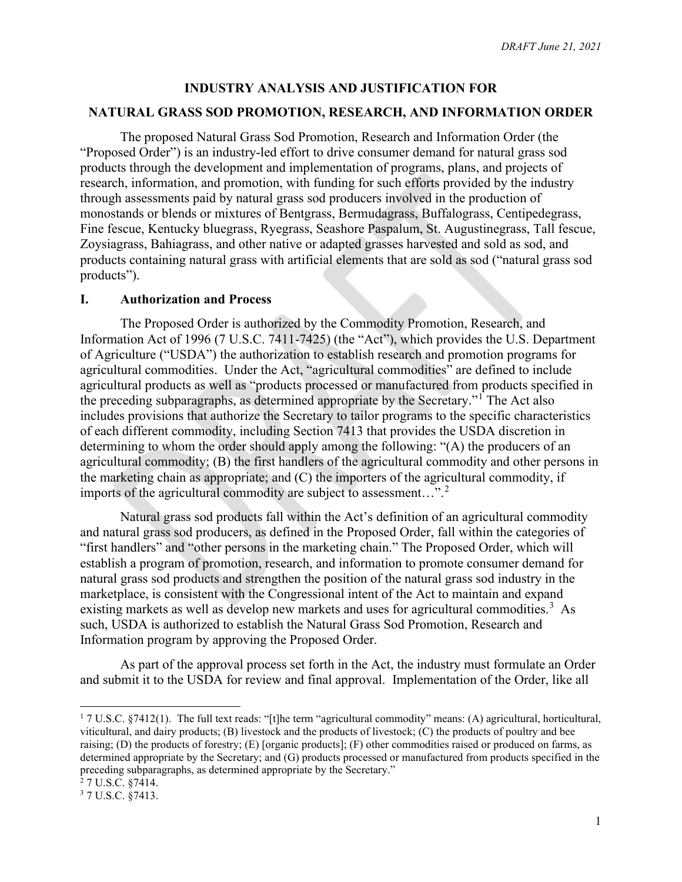*DRAFT June 21, 2021*

# INDUSTRY ANALYSIS AND JUSTIFICATION FOR NATURAL GRASS SOD PROMOTION, RESEARCH, AND INFORMATION ORDER

The proposed Natural Grass Sod Promotion, Research and Information Order (the "Proposed Order") is an industry-led effort to drive consumer demand for natural grass sod products through the development and implementation of programs, plans, and projects of research, information, and promotion, with funding for such efforts provided by the industry through assessments paid by natural grass sod producers involved in the production of monostands or blends or mixtures of Bentgrass, Bermudagrass, Buffalograss, Centipedegrass, Fine fescue, Kentucky bluegrass, Ryegrass, Seashore Paspalum, St. Augustinegrass, Tall fescue, Zoysiagrass, Bahiagrass, and other native or adapted grasses harvested and sold as sod, and products containing natural grass with artificial elements that are sold as sod ("natural grass sod products").

## I. Authorization and Process

The Proposed Order is authorized by the Commodity Promotion, Research, and Information Act of 1996 (7 U.S.C. 7411-7425) (the "Act"), which provides the U.S. Department of Agriculture ("USDA") the authorization to establish research and promotion programs for agricultural commodities. Under the Act, "agricultural commodities" are defined to include agricultural products as well as "products processed or manufactured from products specified in the preceding subparagraphs, as determined appropriate by the Secretary."[1] The Act also includes provisions that authorize the Secretary to tailor programs to the specific characteristics of each different commodity, including Section 7413 that provides the USDA discretion in determining to whom the order should apply among the following: "(A) the producers of an agricultural commodity; (B) the first handlers of the agricultural commodity and other persons in the marketing chain as appropriate; and (C) the importers of the agricultural commodity, if imports of the agricultural commodity are subject to assessment…".[2]

Natural grass sod products fall within the Act's definition of an agricultural commodity and natural grass sod producers, as defined in the Proposed Order, fall within the categories of "first handlers" and "other persons in the marketing chain." The Proposed Order, which will establish a program of promotion, research, and information to promote consumer demand for natural grass sod products and strengthen the position of the natural grass sod industry in the marketplace, is consistent with the Congressional intent of the Act to maintain and expand existing markets as well as develop new markets and uses for agricultural commodities.[3] As such, USDA is authorized to establish the Natural Grass Sod Promotion, Research and Information program by approving the Proposed Order.

As part of the approval process set forth in the Act, the industry must formulate an Order and submit it to the USDA for review and final approval. Implementation of the Order, like all

---

[1] 7 U.S.C. §7412(1). The full text reads: "[t]he term "agricultural commodity" means: (A) agricultural, horticultural, viticultural, and dairy products; (B) livestock and the products of livestock; (C) the products of poultry and bee raising; (D) the products of forestry; (E) [organic products]; (F) other commodities raised or produced on farms, as determined appropriate by the Secretary; and (G) products processed or manufactured from products specified in the preceding subparagraphs, as determined appropriate by the Secretary."

[2] 7 U.S.C. §7414.

[3] 7 U.S.C. §7413.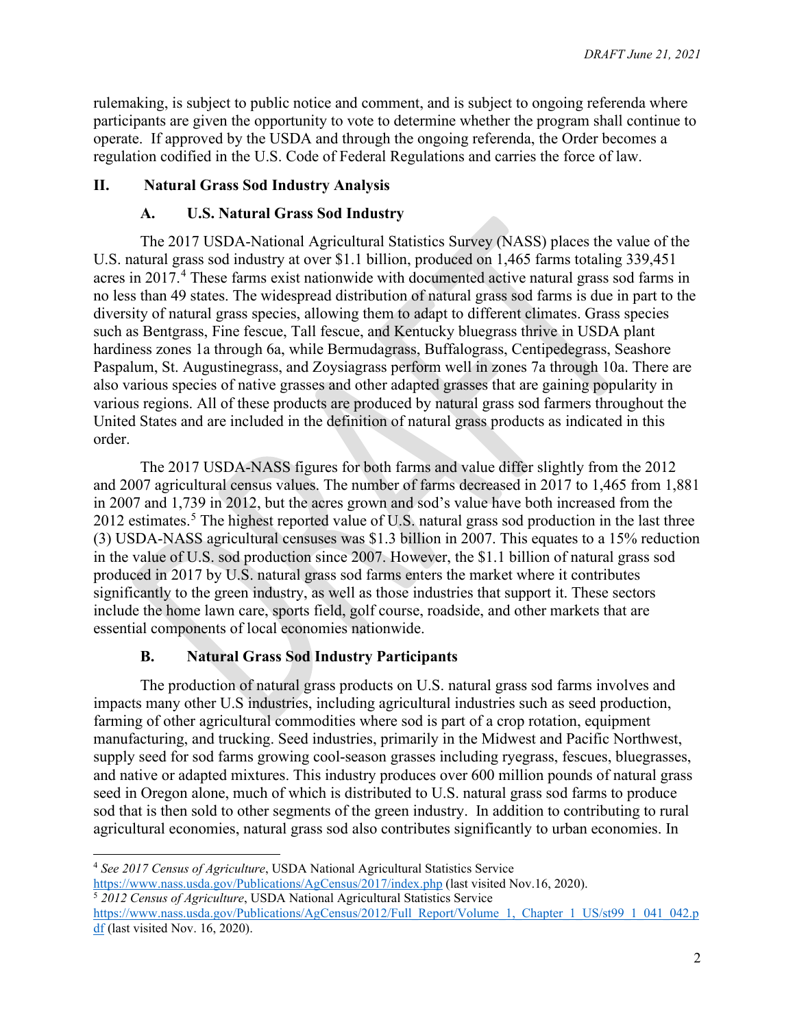rulemaking, is subject to public notice and comment, and is subject to ongoing referenda where participants are given the opportunity to vote to determine whether the program shall continue to operate. If approved by the USDA and through the ongoing referenda, the Order becomes a regulation codified in the U.S. Code of Federal Regulations and carries the force of law.

## II. Natural Grass Sod Industry Analysis

### A. U.S. Natural Grass Sod Industry

The 2017 USDA-National Agricultural Statistics Survey (NASS) places the value of the U.S. natural grass sod industry at over $1.1 billion, produced on 1,465 farms totaling 339,451 acres in 2017.[4] These farms exist nationwide with documented active natural grass sod farms in no less than 49 states. The widespread distribution of natural grass sod farms is due in part to the diversity of natural grass species, allowing them to adapt to different climates. Grass species such as Bentgrass, Fine fescue, Tall fescue, and Kentucky bluegrass thrive in USDA plant hardiness zones 1a through 6a, while Bermudagrass, Buffalograss, Centipedegrass, Seashore Paspalum, St. Augustinegrass, and Zoysiagrass perform well in zones 7a through 10a. There are also various species of native grasses and other adapted grasses that are gaining popularity in various regions. All of these products are produced by natural grass sod farmers throughout the United States and are included in the definition of natural grass products as indicated in this order.

The 2017 USDA-NASS figures for both farms and value differ slightly from the 2012 and 2007 agricultural census values. The number of farms decreased in 2017 to 1,465 from 1,881 in 2007 and 1,739 in 2012, but the acres grown and sod's value have both increased from the 2012 estimates.[5] The highest reported value of U.S. natural grass sod production in the last three (3) USDA-NASS agricultural censuses was $1.3 billion in 2007. This equates to a 15% reduction in the value of U.S. sod production since 2007. However, the $1.1 billion of natural grass sod produced in 2017 by U.S. natural grass sod farms enters the market where it contributes significantly to the green industry, as well as those industries that support it. These sectors include the home lawn care, sports field, golf course, roadside, and other markets that are essential components of local economies nationwide.

### B. Natural Grass Sod Industry Participants

The production of natural grass products on U.S. natural grass sod farms involves and impacts many other U.S industries, including agricultural industries such as seed production, farming of other agricultural commodities where sod is part of a crop rotation, equipment manufacturing, and trucking. Seed industries, primarily in the Midwest and Pacific Northwest, supply seed for sod farms growing cool-season grasses including ryegrass, fescues, bluegrasses, and native or adapted mixtures. This industry produces over 600 million pounds of natural grass seed in Oregon alone, much of which is distributed to U.S. natural grass sod farms to produce sod that is then sold to other segments of the green industry. In addition to contributing to rural agricultural economies, natural grass sod also contributes significantly to urban economies. In

---

[4] *See 2017 Census of Agriculture*, USDA National Agricultural Statistics Service https://www.nass.usda.gov/Publications/AgCensus/2017/index.php (last visited Nov.16, 2020).

[5] *2012 Census of Agriculture*, USDA National Agricultural Statistics Service https://www.nass.usda.gov/Publications/AgCensus/2012/Full_Report/Volume_1,_Chapter_1_US/st99_1_041_042.pdf (last visited Nov. 16, 2020).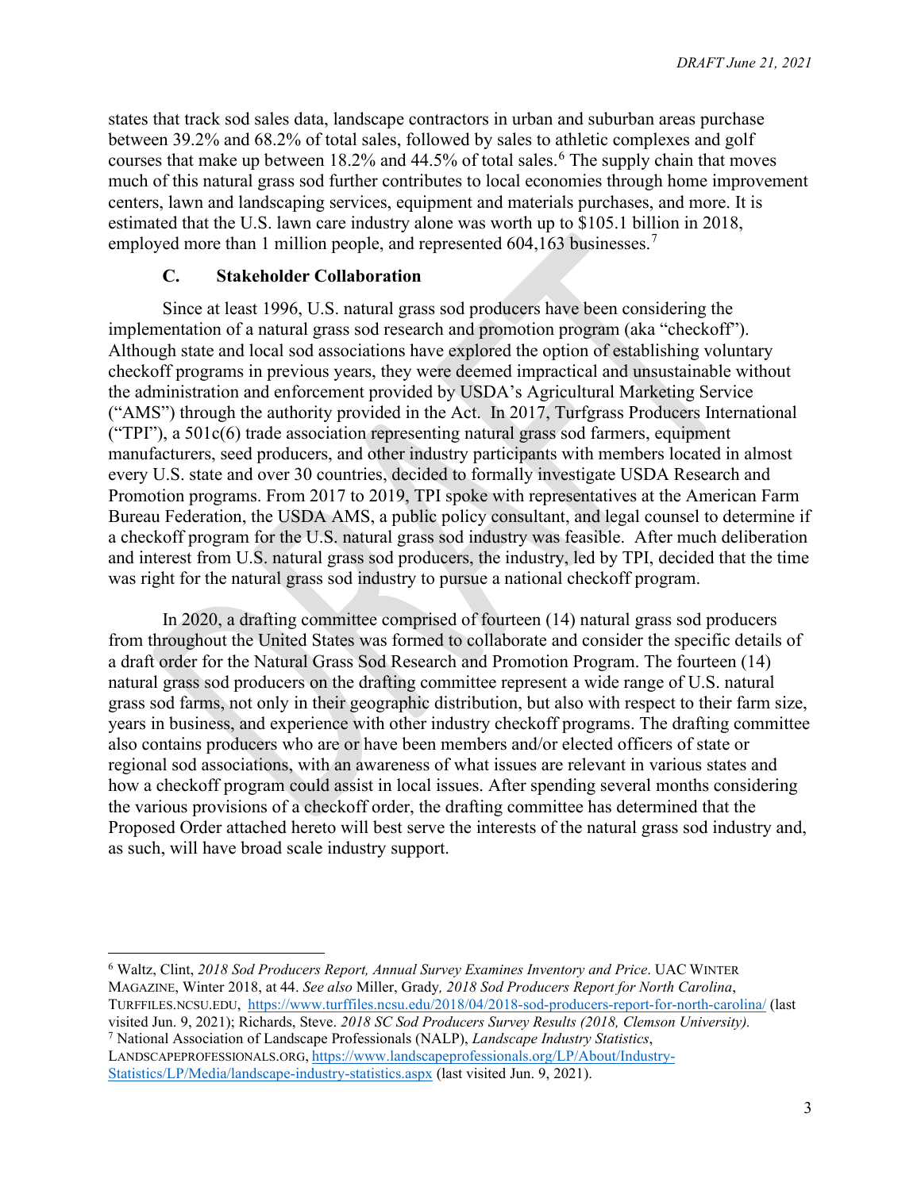states that track sod sales data, landscape contractors in urban and suburban areas purchase between 39.2% and 68.2% of total sales, followed by sales to athletic complexes and golf courses that make up between 18.2% and 44.5% of total sales.[6] The supply chain that moves much of this natural grass sod further contributes to local economies through home improvement centers, lawn and landscaping services, equipment and materials purchases, and more. It is estimated that the U.S. lawn care industry alone was worth up to $105.1 billion in 2018, employed more than 1 million people, and represented 604,163 businesses.[7]

### C. Stakeholder Collaboration

Since at least 1996, U.S. natural grass sod producers have been considering the implementation of a natural grass sod research and promotion program (aka "checkoff"). Although state and local sod associations have explored the option of establishing voluntary checkoff programs in previous years, they were deemed impractical and unsustainable without the administration and enforcement provided by USDA's Agricultural Marketing Service ("AMS") through the authority provided in the Act. In 2017, Turfgrass Producers International ("TPI"), a 501c(6) trade association representing natural grass sod farmers, equipment manufacturers, seed producers, and other industry participants with members located in almost every U.S. state and over 30 countries, decided to formally investigate USDA Research and Promotion programs. From 2017 to 2019, TPI spoke with representatives at the American Farm Bureau Federation, the USDA AMS, a public policy consultant, and legal counsel to determine if a checkoff program for the U.S. natural grass sod industry was feasible. After much deliberation and interest from U.S. natural grass sod producers, the industry, led by TPI, decided that the time was right for the natural grass sod industry to pursue a national checkoff program.

In 2020, a drafting committee comprised of fourteen (14) natural grass sod producers from throughout the United States was formed to collaborate and consider the specific details of a draft order for the Natural Grass Sod Research and Promotion Program. The fourteen (14) natural grass sod producers on the drafting committee represent a wide range of U.S. natural grass sod farms, not only in their geographic distribution, but also with respect to their farm size, years in business, and experience with other industry checkoff programs. The drafting committee also contains producers who are or have been members and/or elected officers of state or regional sod associations, with an awareness of what issues are relevant in various states and how a checkoff program could assist in local issues. After spending several months considering the various provisions of a checkoff order, the drafting committee has determined that the Proposed Order attached hereto will best serve the interests of the natural grass sod industry and, as such, will have broad scale industry support.

---

[6] Waltz, Clint, *2018 Sod Producers Report, Annual Survey Examines Inventory and Price*. UAC WINTER MAGAZINE, Winter 2018, at 44. *See also* Miller, Grady*, 2018 Sod Producers Report for North Carolina*, TURFFILES.NCSU.EDU, https://www.turffiles.ncsu.edu/2018/04/2018-sod-producers-report-for-north-carolina/ (last visited Jun. 9, 2021); Richards, Steve. *2018 SC Sod Producers Survey Results (2018, Clemson University).*

[7] National Association of Landscape Professionals (NALP), *Landscape Industry Statistics*, LANDSCAPEPROFESSIONALS.ORG, https://www.landscapeprofessionals.org/LP/About/Industry-Statistics/LP/Media/landscape-industry-statistics.aspx (last visited Jun. 9, 2021).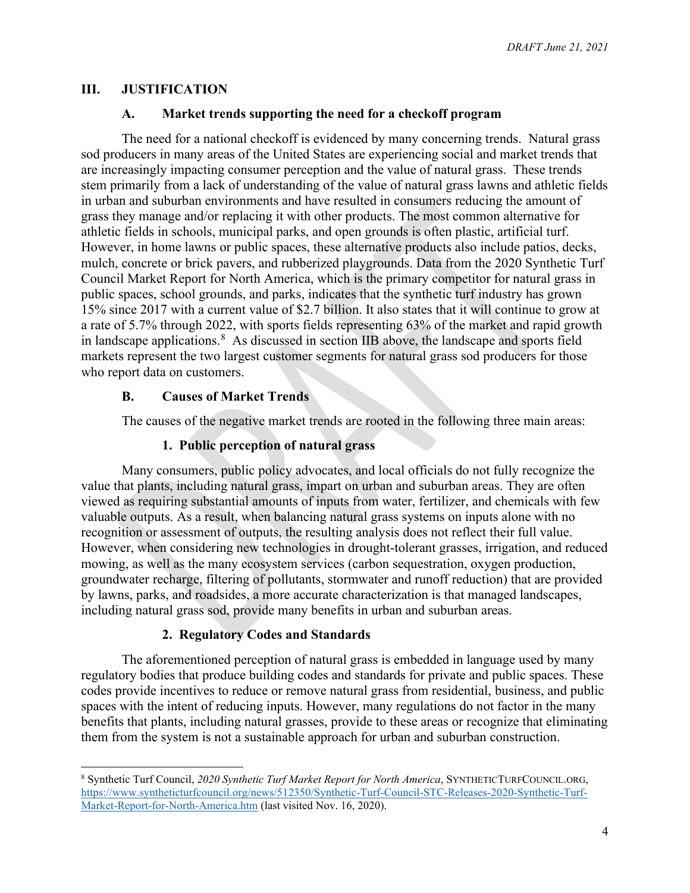## III. JUSTIFICATION

### A. Market trends supporting the need for a checkoff program

The need for a national checkoff is evidenced by many concerning trends. Natural grass sod producers in many areas of the United States are experiencing social and market trends that are increasingly impacting consumer perception and the value of natural grass. These trends stem primarily from a lack of understanding of the value of natural grass lawns and athletic fields in urban and suburban environments and have resulted in consumers reducing the amount of grass they manage and/or replacing it with other products. The most common alternative for athletic fields in schools, municipal parks, and open grounds is often plastic, artificial turf. However, in home lawns or public spaces, these alternative products also include patios, decks, mulch, concrete or brick pavers, and rubberized playgrounds. Data from the 2020 Synthetic Turf Council Market Report for North America, which is the primary competitor for natural grass in public spaces, school grounds, and parks, indicates that the synthetic turf industry has grown 15% since 2017 with a current value of $2.7 billion. It also states that it will continue to grow at a rate of 5.7% through 2022, with sports fields representing 63% of the market and rapid growth in landscape applications.[8] As discussed in section IIB above, the landscape and sports field markets represent the two largest customer segments for natural grass sod producers for those who report data on customers.

### B. Causes of Market Trends

The causes of the negative market trends are rooted in the following three main areas:

#### 1. Public perception of natural grass

Many consumers, public policy advocates, and local officials do not fully recognize the value that plants, including natural grass, impart on urban and suburban areas. They are often viewed as requiring substantial amounts of inputs from water, fertilizer, and chemicals with few valuable outputs. As a result, when balancing natural grass systems on inputs alone with no recognition or assessment of outputs, the resulting analysis does not reflect their full value. However, when considering new technologies in drought-tolerant grasses, irrigation, and reduced mowing, as well as the many ecosystem services (carbon sequestration, oxygen production, groundwater recharge, filtering of pollutants, stormwater and runoff reduction) that are provided by lawns, parks, and roadsides, a more accurate characterization is that managed landscapes, including natural grass sod, provide many benefits in urban and suburban areas.

#### 2. Regulatory Codes and Standards

The aforementioned perception of natural grass is embedded in language used by many regulatory bodies that produce building codes and standards for private and public spaces. These codes provide incentives to reduce or remove natural grass from residential, business, and public spaces with the intent of reducing inputs. However, many regulations do not factor in the many benefits that plants, including natural grasses, provide to these areas or recognize that eliminating them from the system is not a sustainable approach for urban and suburban construction.

---

[8] Synthetic Turf Council, *2020 Synthetic Turf Market Report for North America*, SYNTHETICTURFCOUNCIL.ORG, https://www.syntheticturfcouncil.org/news/512350/Synthetic-Turf-Council-STC-Releases-2020-Synthetic-Turf-Market-Report-for-North-America.htm (last visited Nov. 16, 2020).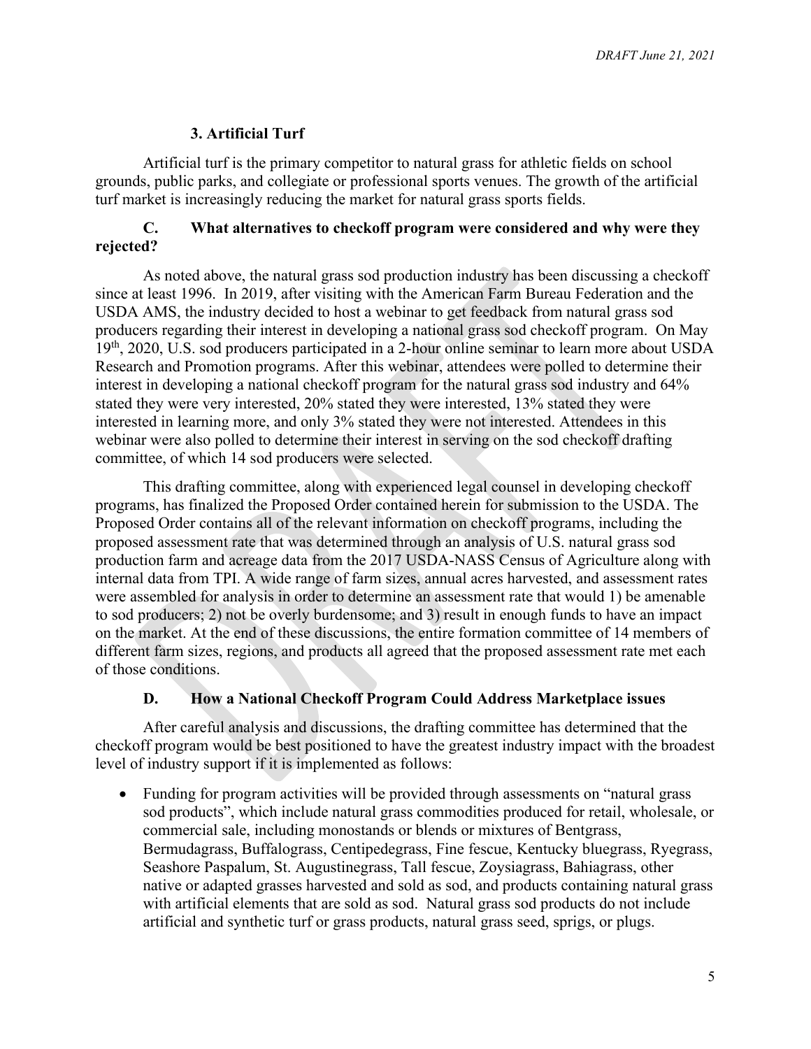### 3. Artificial Turf

Artificial turf is the primary competitor to natural grass for athletic fields on school grounds, public parks, and collegiate or professional sports venues. The growth of the artificial turf market is increasingly reducing the market for natural grass sports fields.

### C. What alternatives to checkoff program were considered and why were they rejected?

As noted above, the natural grass sod production industry has been discussing a checkoff since at least 1996. In 2019, after visiting with the American Farm Bureau Federation and the USDA AMS, the industry decided to host a webinar to get feedback from natural grass sod producers regarding their interest in developing a national grass sod checkoff program. On May 19th, 2020, U.S. sod producers participated in a 2-hour online seminar to learn more about USDA Research and Promotion programs. After this webinar, attendees were polled to determine their interest in developing a national checkoff program for the natural grass sod industry and 64% stated they were very interested, 20% stated they were interested, 13% stated they were interested in learning more, and only 3% stated they were not interested. Attendees in this webinar were also polled to determine their interest in serving on the sod checkoff drafting committee, of which 14 sod producers were selected.

This drafting committee, along with experienced legal counsel in developing checkoff programs, has finalized the Proposed Order contained herein for submission to the USDA. The Proposed Order contains all of the relevant information on checkoff programs, including the proposed assessment rate that was determined through an analysis of U.S. natural grass sod production farm and acreage data from the 2017 USDA-NASS Census of Agriculture along with internal data from TPI. A wide range of farm sizes, annual acres harvested, and assessment rates were assembled for analysis in order to determine an assessment rate that would 1) be amenable to sod producers; 2) not be overly burdensome; and 3) result in enough funds to have an impact on the market. At the end of these discussions, the entire formation committee of 14 members of different farm sizes, regions, and products all agreed that the proposed assessment rate met each of those conditions.

### D. How a National Checkoff Program Could Address Marketplace issues

After careful analysis and discussions, the drafting committee has determined that the checkoff program would be best positioned to have the greatest industry impact with the broadest level of industry support if it is implemented as follows:

- Funding for program activities will be provided through assessments on "natural grass sod products", which include natural grass commodities produced for retail, wholesale, or commercial sale, including monostands or blends or mixtures of Bentgrass, Bermudagrass, Buffalograss, Centipedegrass, Fine fescue, Kentucky bluegrass, Ryegrass, Seashore Paspalum, St. Augustinegrass, Tall fescue, Zoysiagrass, Bahiagrass, other native or adapted grasses harvested and sold as sod, and products containing natural grass with artificial elements that are sold as sod. Natural grass sod products do not include artificial and synthetic turf or grass products, natural grass seed, sprigs, or plugs.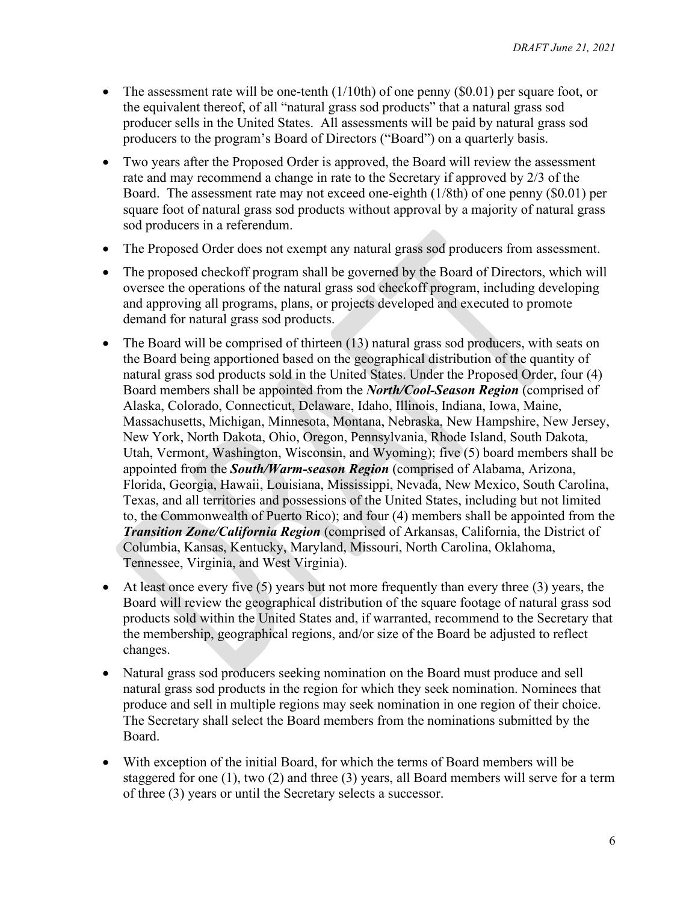- The assessment rate will be one-tenth (1/10th) of one penny ($0.01) per square foot, or the equivalent thereof, of all "natural grass sod products" that a natural grass sod producer sells in the United States. All assessments will be paid by natural grass sod producers to the program's Board of Directors ("Board") on a quarterly basis.
- Two years after the Proposed Order is approved, the Board will review the assessment rate and may recommend a change in rate to the Secretary if approved by 2/3 of the Board. The assessment rate may not exceed one-eighth (1/8th) of one penny ($0.01) per square foot of natural grass sod products without approval by a majority of natural grass sod producers in a referendum.
- The Proposed Order does not exempt any natural grass sod producers from assessment.
- The proposed checkoff program shall be governed by the Board of Directors, which will oversee the operations of the natural grass sod checkoff program, including developing and approving all programs, plans, or projects developed and executed to promote demand for natural grass sod products.
- The Board will be comprised of thirteen (13) natural grass sod producers, with seats on the Board being apportioned based on the geographical distribution of the quantity of natural grass sod products sold in the United States. Under the Proposed Order, four (4) Board members shall be appointed from the ***North/Cool-Season Region*** (comprised of Alaska, Colorado, Connecticut, Delaware, Idaho, Illinois, Indiana, Iowa, Maine, Massachusetts, Michigan, Minnesota, Montana, Nebraska, New Hampshire, New Jersey, New York, North Dakota, Ohio, Oregon, Pennsylvania, Rhode Island, South Dakota, Utah, Vermont, Washington, Wisconsin, and Wyoming); five (5) board members shall be appointed from the ***South/Warm-season Region*** (comprised of Alabama, Arizona, Florida, Georgia, Hawaii, Louisiana, Mississippi, Nevada, New Mexico, South Carolina, Texas, and all territories and possessions of the United States, including but not limited to, the Commonwealth of Puerto Rico); and four (4) members shall be appointed from the ***Transition Zone/California Region*** (comprised of Arkansas, California, the District of Columbia, Kansas, Kentucky, Maryland, Missouri, North Carolina, Oklahoma, Tennessee, Virginia, and West Virginia).
- At least once every five (5) years but not more frequently than every three (3) years, the Board will review the geographical distribution of the square footage of natural grass sod products sold within the United States and, if warranted, recommend to the Secretary that the membership, geographical regions, and/or size of the Board be adjusted to reflect changes.
- Natural grass sod producers seeking nomination on the Board must produce and sell natural grass sod products in the region for which they seek nomination. Nominees that produce and sell in multiple regions may seek nomination in one region of their choice. The Secretary shall select the Board members from the nominations submitted by the Board.
- With exception of the initial Board, for which the terms of Board members will be staggered for one (1), two (2) and three (3) years, all Board members will serve for a term of three (3) years or until the Secretary selects a successor.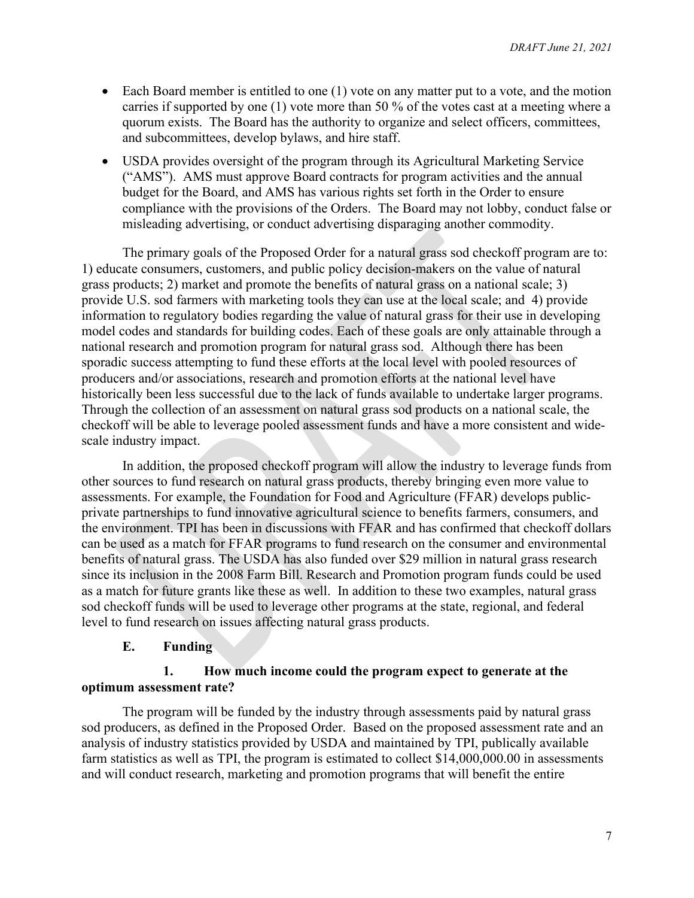- Each Board member is entitled to one (1) vote on any matter put to a vote, and the motion carries if supported by one (1) vote more than 50 % of the votes cast at a meeting where a quorum exists. The Board has the authority to organize and select officers, committees, and subcommittees, develop bylaws, and hire staff.
- USDA provides oversight of the program through its Agricultural Marketing Service ("AMS"). AMS must approve Board contracts for program activities and the annual budget for the Board, and AMS has various rights set forth in the Order to ensure compliance with the provisions of the Orders. The Board may not lobby, conduct false or misleading advertising, or conduct advertising disparaging another commodity.

The primary goals of the Proposed Order for a natural grass sod checkoff program are to: 1) educate consumers, customers, and public policy decision-makers on the value of natural grass products; 2) market and promote the benefits of natural grass on a national scale; 3) provide U.S. sod farmers with marketing tools they can use at the local scale; and 4) provide information to regulatory bodies regarding the value of natural grass for their use in developing model codes and standards for building codes. Each of these goals are only attainable through a national research and promotion program for natural grass sod. Although there has been sporadic success attempting to fund these efforts at the local level with pooled resources of producers and/or associations, research and promotion efforts at the national level have historically been less successful due to the lack of funds available to undertake larger programs. Through the collection of an assessment on natural grass sod products on a national scale, the checkoff will be able to leverage pooled assessment funds and have a more consistent and wide-scale industry impact.

In addition, the proposed checkoff program will allow the industry to leverage funds from other sources to fund research on natural grass products, thereby bringing even more value to assessments. For example, the Foundation for Food and Agriculture (FFAR) develops public-private partnerships to fund innovative agricultural science to benefits farmers, consumers, and the environment. TPI has been in discussions with FFAR and has confirmed that checkoff dollars can be used as a match for FFAR programs to fund research on the consumer and environmental benefits of natural grass. The USDA has also funded over $29 million in natural grass research since its inclusion in the 2008 Farm Bill. Research and Promotion program funds could be used as a match for future grants like these as well. In addition to these two examples, natural grass sod checkoff funds will be used to leverage other programs at the state, regional, and federal level to fund research on issues affecting natural grass products.

### E. Funding

#### 1. How much income could the program expect to generate at the optimum assessment rate?

The program will be funded by the industry through assessments paid by natural grass sod producers, as defined in the Proposed Order. Based on the proposed assessment rate and an analysis of industry statistics provided by USDA and maintained by TPI, publically available farm statistics as well as TPI, the program is estimated to collect $14,000,000.00 in assessments and will conduct research, marketing and promotion programs that will benefit the entire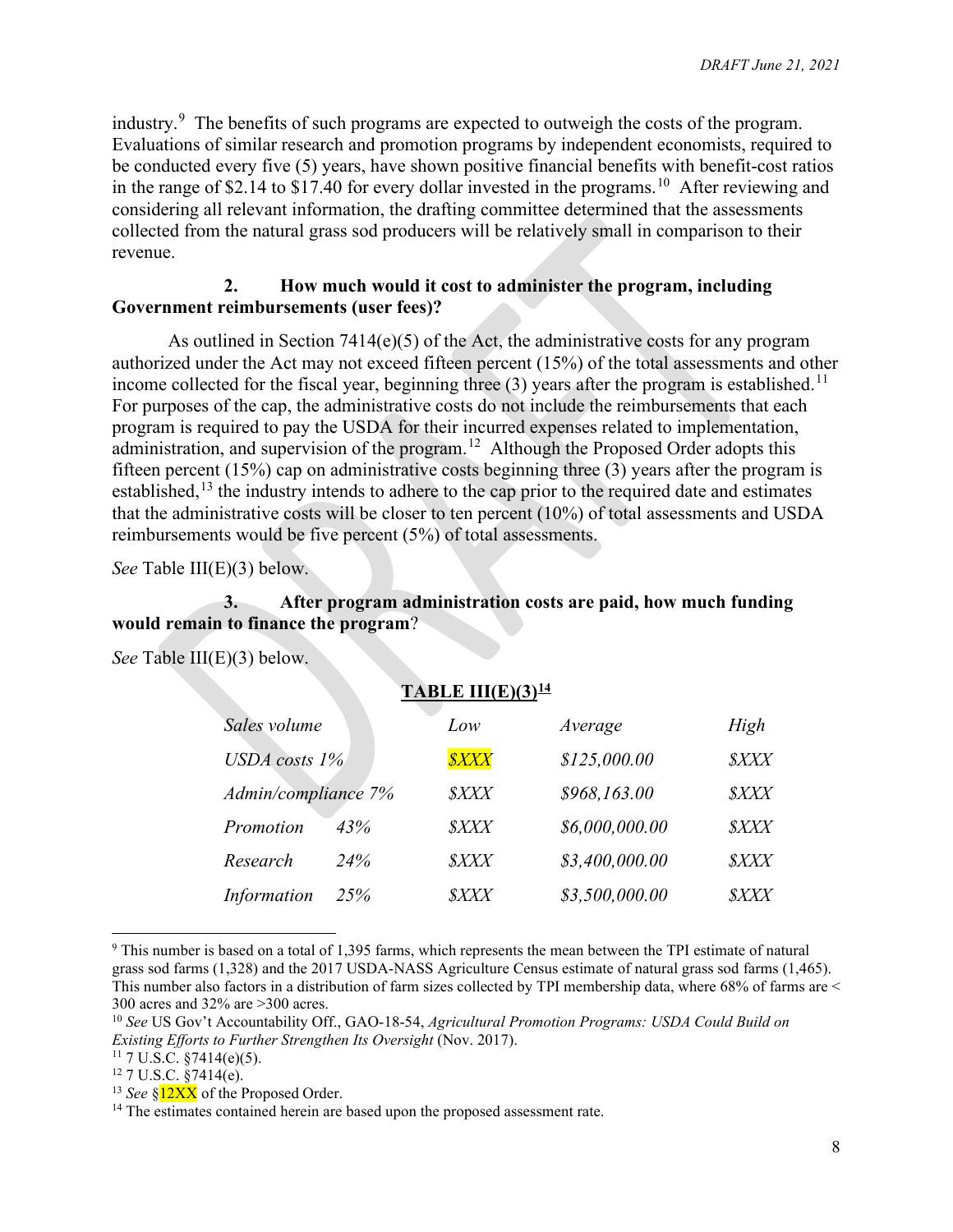industry.[9] The benefits of such programs are expected to outweigh the costs of the program. Evaluations of similar research and promotion programs by independent economists, required to be conducted every five (5) years, have shown positive financial benefits with benefit-cost ratios in the range of $2.14 to $17.40 for every dollar invested in the programs.[10] After reviewing and considering all relevant information, the drafting committee determined that the assessments collected from the natural grass sod producers will be relatively small in comparison to their revenue.

**2. How much would it cost to administer the program, including Government reimbursements (user fees)?**

As outlined in Section 7414(e)(5) of the Act, the administrative costs for any program authorized under the Act may not exceed fifteen percent (15%) of the total assessments and other income collected for the fiscal year, beginning three (3) years after the program is established.[11] For purposes of the cap, the administrative costs do not include the reimbursements that each program is required to pay the USDA for their incurred expenses related to implementation, administration, and supervision of the program.[12] Although the Proposed Order adopts this fifteen percent (15%) cap on administrative costs beginning three (3) years after the program is established,[13] the industry intends to adhere to the cap prior to the required date and estimates that the administrative costs will be closer to ten percent (10%) of total assessments and USDA reimbursements would be five percent (5%) of total assessments.

*See* Table III(E)(3) below.

**3. After program administration costs are paid, how much funding would remain to finance the program?**

*See* Table III(E)(3) below.

**TABLE III(E)(3)[14]**

| *Sales volume* | *Low* | *Average* | *High* |
|---|---|---|---|
| *USDA costs 1%* | *$XXX* | *$125,000.00* | *$XXX* |
| *Admin/compliance 7%* | *$XXX* | *$968,163.00* | *$XXX* |
| *Promotion 43%* | *$XXX* | *$6,000,000.00* | *$XXX* |
| *Research 24%* | *$XXX* | *$3,400,000.00* | *$XXX* |
| *Information 25%* | *$XXX* | *$3,500,000.00* | *$XXX* |

[9] This number is based on a total of 1,395 farms, which represents the mean between the TPI estimate of natural grass sod farms (1,328) and the 2017 USDA-NASS Agriculture Census estimate of natural grass sod farms (1,465). This number also factors in a distribution of farm sizes collected by TPI membership data, where 68% of farms are < 300 acres and 32% are >300 acres.

[10] *See* US Gov't Accountability Off., GAO-18-54, *Agricultural Promotion Programs: USDA Could Build on Existing Efforts to Further Strengthen Its Oversight* (Nov. 2017).

[11] 7 U.S.C. §7414(e)(5).

[12] 7 U.S.C. §7414(e).

[13] *See* §12XX of the Proposed Order.

[14] The estimates contained herein are based upon the proposed assessment rate.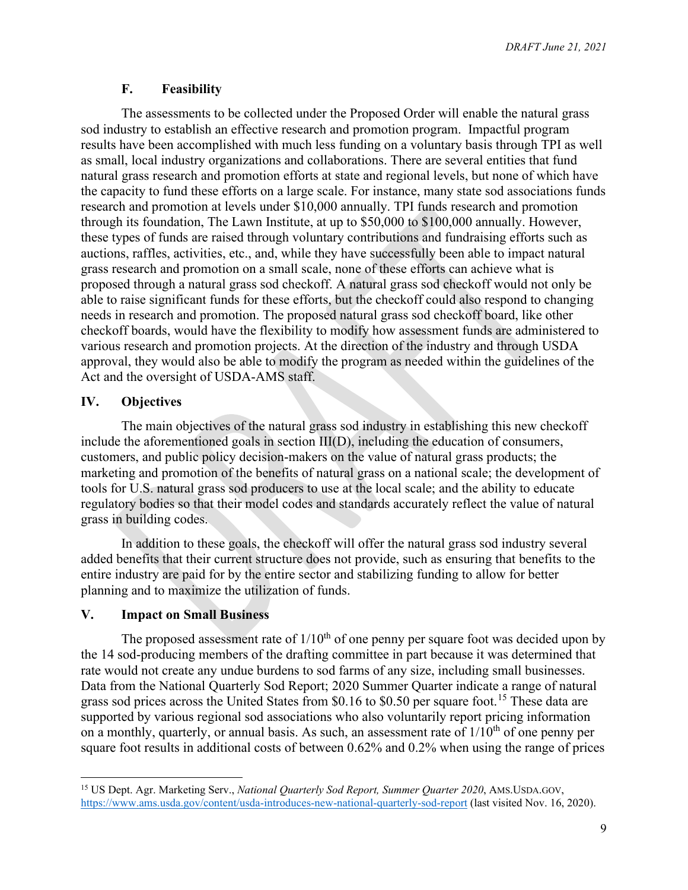### F. Feasibility

The assessments to be collected under the Proposed Order will enable the natural grass sod industry to establish an effective research and promotion program. Impactful program results have been accomplished with much less funding on a voluntary basis through TPI as well as small, local industry organizations and collaborations. There are several entities that fund natural grass research and promotion efforts at state and regional levels, but none of which have the capacity to fund these efforts on a large scale. For instance, many state sod associations funds research and promotion at levels under $10,000 annually. TPI funds research and promotion through its foundation, The Lawn Institute, at up to $50,000 to $100,000 annually. However, these types of funds are raised through voluntary contributions and fundraising efforts such as auctions, raffles, activities, etc., and, while they have successfully been able to impact natural grass research and promotion on a small scale, none of these efforts can achieve what is proposed through a natural grass sod checkoff. A natural grass sod checkoff would not only be able to raise significant funds for these efforts, but the checkoff could also respond to changing needs in research and promotion. The proposed natural grass sod checkoff board, like other checkoff boards, would have the flexibility to modify how assessment funds are administered to various research and promotion projects. At the direction of the industry and through USDA approval, they would also be able to modify the program as needed within the guidelines of the Act and the oversight of USDA-AMS staff.

## IV. Objectives

The main objectives of the natural grass sod industry in establishing this new checkoff include the aforementioned goals in section III(D), including the education of consumers, customers, and public policy decision-makers on the value of natural grass products; the marketing and promotion of the benefits of natural grass on a national scale; the development of tools for U.S. natural grass sod producers to use at the local scale; and the ability to educate regulatory bodies so that their model codes and standards accurately reflect the value of natural grass in building codes.

In addition to these goals, the checkoff will offer the natural grass sod industry several added benefits that their current structure does not provide, such as ensuring that benefits to the entire industry are paid for by the entire sector and stabilizing funding to allow for better planning and to maximize the utilization of funds.

## V. Impact on Small Business

The proposed assessment rate of 1/10th of one penny per square foot was decided upon by the 14 sod-producing members of the drafting committee in part because it was determined that rate would not create any undue burdens to sod farms of any size, including small businesses. Data from the National Quarterly Sod Report; 2020 Summer Quarter indicate a range of natural grass sod prices across the United States from $0.16 to $0.50 per square foot.[15] These data are supported by various regional sod associations who also voluntarily report pricing information on a monthly, quarterly, or annual basis. As such, an assessment rate of 1/10th of one penny per square foot results in additional costs of between 0.62% and 0.2% when using the range of prices

---

[15] US Dept. Agr. Marketing Serv., *National Quarterly Sod Report, Summer Quarter 2020*, AMS.USDA.GOV, https://www.ams.usda.gov/content/usda-introduces-new-national-quarterly-sod-report (last visited Nov. 16, 2020).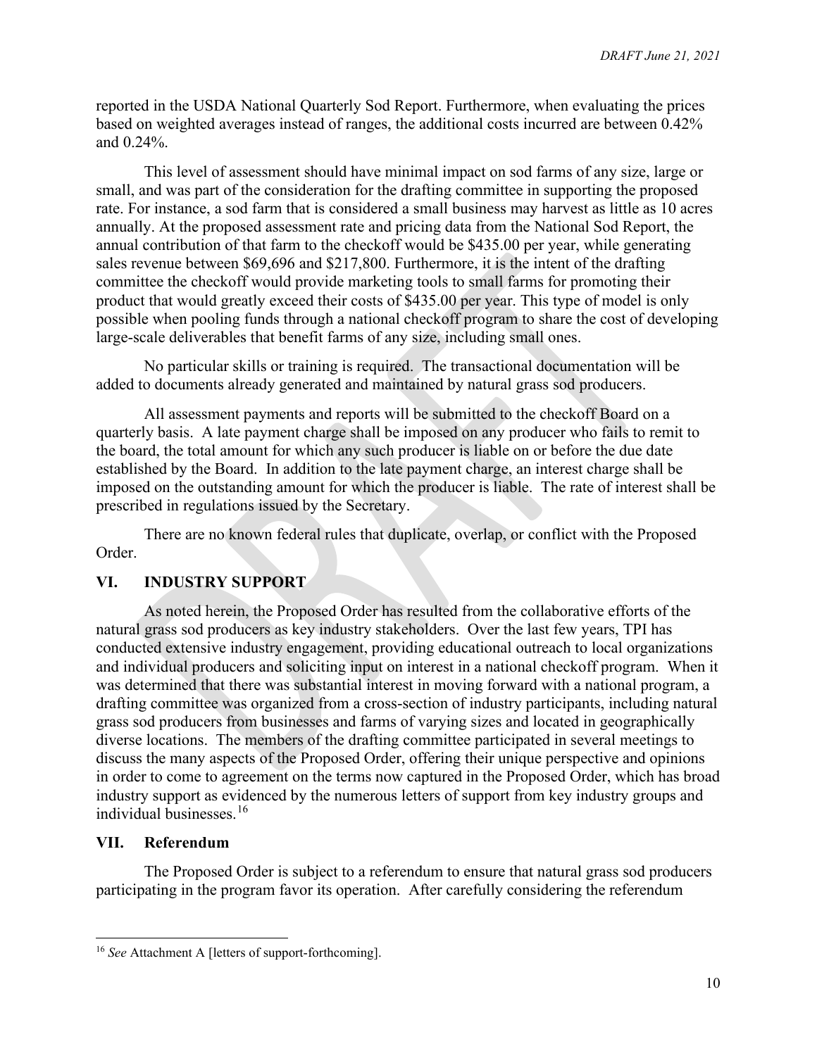reported in the USDA National Quarterly Sod Report. Furthermore, when evaluating the prices based on weighted averages instead of ranges, the additional costs incurred are between 0.42% and 0.24%.

This level of assessment should have minimal impact on sod farms of any size, large or small, and was part of the consideration for the drafting committee in supporting the proposed rate. For instance, a sod farm that is considered a small business may harvest as little as 10 acres annually. At the proposed assessment rate and pricing data from the National Sod Report, the annual contribution of that farm to the checkoff would be $435.00 per year, while generating sales revenue between $69,696 and $217,800. Furthermore, it is the intent of the drafting committee the checkoff would provide marketing tools to small farms for promoting their product that would greatly exceed their costs of $435.00 per year. This type of model is only possible when pooling funds through a national checkoff program to share the cost of developing large-scale deliverables that benefit farms of any size, including small ones.

No particular skills or training is required. The transactional documentation will be added to documents already generated and maintained by natural grass sod producers.

All assessment payments and reports will be submitted to the checkoff Board on a quarterly basis. A late payment charge shall be imposed on any producer who fails to remit to the board, the total amount for which any such producer is liable on or before the due date established by the Board. In addition to the late payment charge, an interest charge shall be imposed on the outstanding amount for which the producer is liable. The rate of interest shall be prescribed in regulations issued by the Secretary.

There are no known federal rules that duplicate, overlap, or conflict with the Proposed Order.

## VI. INDUSTRY SUPPORT

As noted herein, the Proposed Order has resulted from the collaborative efforts of the natural grass sod producers as key industry stakeholders. Over the last few years, TPI has conducted extensive industry engagement, providing educational outreach to local organizations and individual producers and soliciting input on interest in a national checkoff program. When it was determined that there was substantial interest in moving forward with a national program, a drafting committee was organized from a cross-section of industry participants, including natural grass sod producers from businesses and farms of varying sizes and located in geographically diverse locations. The members of the drafting committee participated in several meetings to discuss the many aspects of the Proposed Order, offering their unique perspective and opinions in order to come to agreement on the terms now captured in the Proposed Order, which has broad industry support as evidenced by the numerous letters of support from key industry groups and individual businesses.[16]

## VII. Referendum

The Proposed Order is subject to a referendum to ensure that natural grass sod producers participating in the program favor its operation. After carefully considering the referendum

---

[16] *See* Attachment A [letters of support-forthcoming].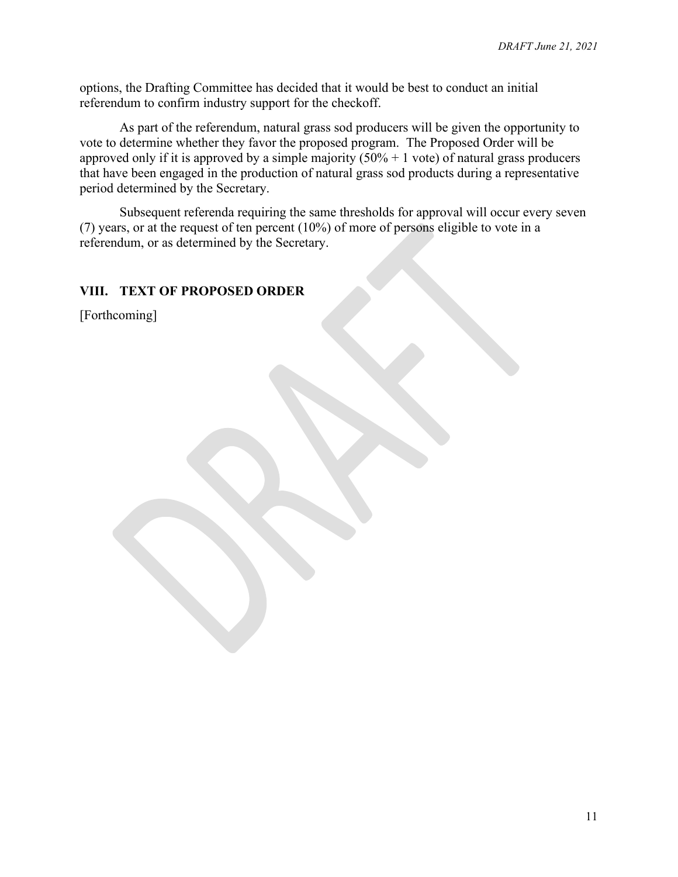options, the Drafting Committee has decided that it would be best to conduct an initial referendum to confirm industry support for the checkoff.

As part of the referendum, natural grass sod producers will be given the opportunity to vote to determine whether they favor the proposed program. The Proposed Order will be approved only if it is approved by a simple majority (50% + 1 vote) of natural grass producers that have been engaged in the production of natural grass sod products during a representative period determined by the Secretary.

Subsequent referenda requiring the same thresholds for approval will occur every seven (7) years, or at the request of ten percent (10%) of more of persons eligible to vote in a referendum, or as determined by the Secretary.

## VIII. TEXT OF PROPOSED ORDER

[Forthcoming]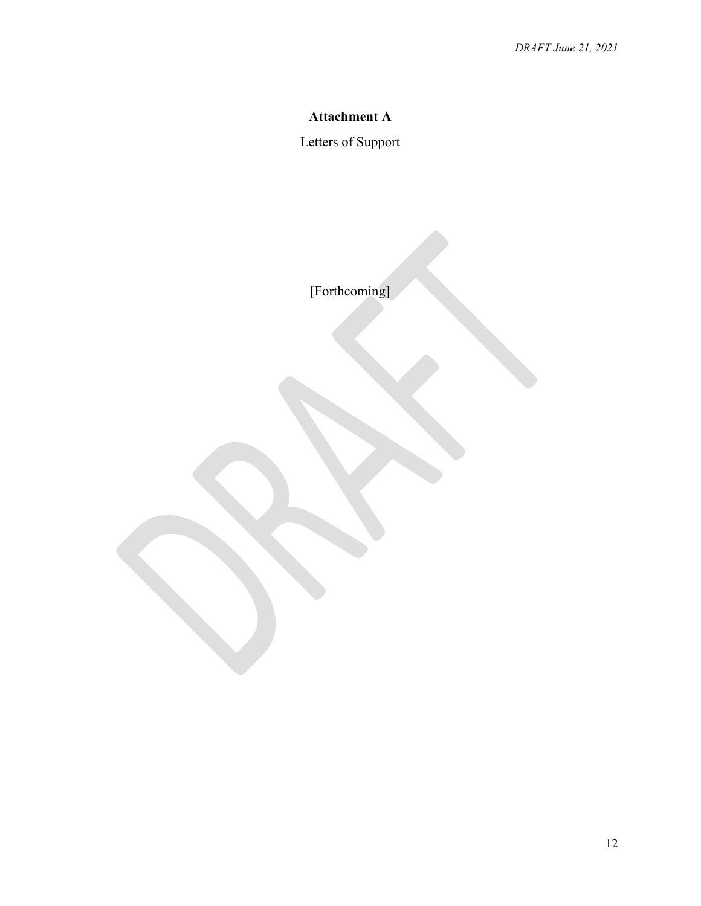# Attachment A

Letters of Support

[Forthcoming]